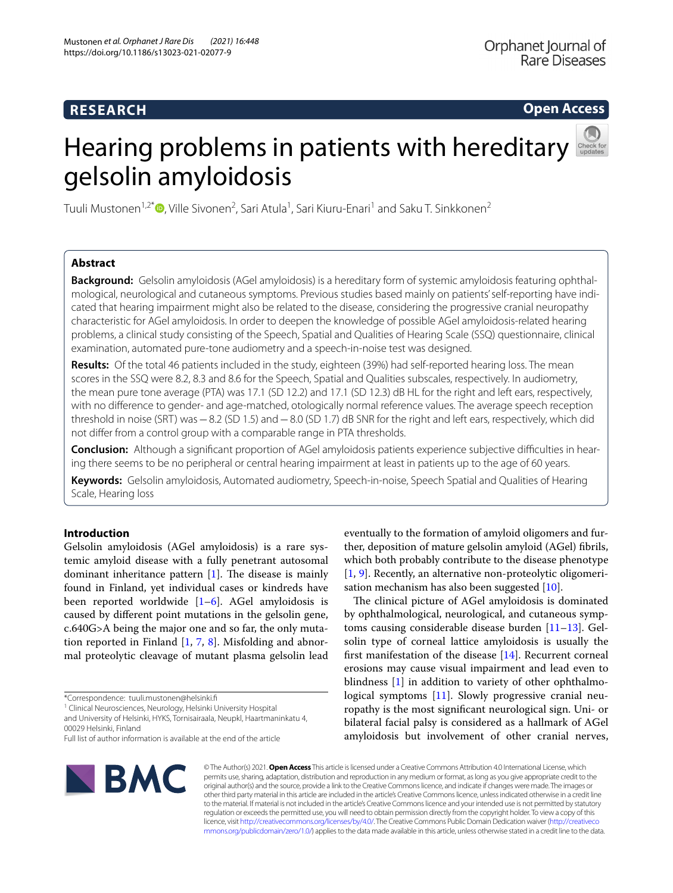RESEARCH

Open Access

# Hearing problems in patients with hereditary gelsolin amyloidosis

Tuuli Mustonen[1,2*], Ville Sivonen[2], Sari Atula[1], Sari Kiuru-Enari[1] and Saku T. Sinkkonen[2]

## Abstract

**Background:** Gelsolin amyloidosis (AGel amyloidosis) is a hereditary form of systemic amyloidosis featuring ophthalmological, neurological and cutaneous symptoms. Previous studies based mainly on patients' self-reporting have indicated that hearing impairment might also be related to the disease, considering the progressive cranial neuropathy characteristic for AGel amyloidosis. In order to deepen the knowledge of possible AGel amyloidosis-related hearing problems, a clinical study consisting of the Speech, Spatial and Qualities of Hearing Scale (SSQ) questionnaire, clinical examination, automated pure-tone audiometry and a speech-in-noise test was designed.

**Results:** Of the total 46 patients included in the study, eighteen (39%) had self-reported hearing loss. The mean scores in the SSQ were 8.2, 8.3 and 8.6 for the Speech, Spatial and Qualities subscales, respectively. In audiometry, the mean pure tone average (PTA) was 17.1 (SD 12.2) and 17.1 (SD 12.3) dB HL for the right and left ears, respectively, with no difference to gender- and age-matched, otologically normal reference values. The average speech reception threshold in noise (SRT) was −8.2 (SD 1.5) and −8.0 (SD 1.7) dB SNR for the right and left ears, respectively, which did not differ from a control group with a comparable range in PTA thresholds.

**Conclusion:** Although a significant proportion of AGel amyloidosis patients experience subjective difficulties in hearing there seems to be no peripheral or central hearing impairment at least in patients up to the age of 60 years.

**Keywords:** Gelsolin amyloidosis, Automated audiometry, Speech-in-noise, Speech Spatial and Qualities of Hearing Scale, Hearing loss

## Introduction

Gelsolin amyloidosis (AGel amyloidosis) is a rare systemic amyloid disease with a fully penetrant autosomal dominant inheritance pattern [1]. The disease is mainly found in Finland, yet individual cases or kindreds have been reported worldwide [1–6]. AGel amyloidosis is caused by different point mutations in the gelsolin gene, c.640G>A being the major one and so far, the only mutation reported in Finland [1, 7, 8]. Misfolding and abnormal proteolytic cleavage of mutant plasma gelsolin lead eventually to the formation of amyloid oligomers and further, deposition of mature gelsolin amyloid (AGel) fibrils, which both probably contribute to the disease phenotype [1, 9]. Recently, an alternative non-proteolytic oligomerisation mechanism has also been suggested [10].

The clinical picture of AGel amyloidosis is dominated by ophthalmological, neurological, and cutaneous symptoms causing considerable disease burden [11–13]. Gelsolin type of corneal lattice amyloidosis is usually the first manifestation of the disease [14]. Recurrent corneal erosions may cause visual impairment and lead even to blindness [1] in addition to variety of other ophthalmological symptoms [11]. Slowly progressive cranial neuropathy is the most significant neurological sign. Uni- or bilateral facial palsy is considered as a hallmark of AGel amyloidosis but involvement of other cranial nerves,

*Correspondence: tuuli.mustonen@helsinki.fi
[1] Clinical Neurosciences, Neurology, Helsinki University Hospital and University of Helsinki, HYKS, Tornisairaala, Neupkl, Haartmaninkatu 4, 00029 Helsinki, Finland
Full list of author information is available at the end of the article

© The Author(s) 2021. **Open Access** This article is licensed under a Creative Commons Attribution 4.0 International License, which permits use, sharing, adaptation, distribution and reproduction in any medium or format, as long as you give appropriate credit to the original author(s) and the source, provide a link to the Creative Commons licence, and indicate if changes were made. The images or other third party material in this article are included in the article's Creative Commons licence, unless indicated otherwise in a credit line to the material. If material is not included in the article's Creative Commons licence and your intended use is not permitted by statutory regulation or exceeds the permitted use, you will need to obtain permission directly from the copyright holder. To view a copy of this licence, visit http://creativecommons.org/licenses/by/4.0/. The Creative Commons Public Domain Dedication waiver (http://creativecommons.org/publicdomain/zero/1.0/) applies to the data made available in this article, unless otherwise stated in a credit line to the data.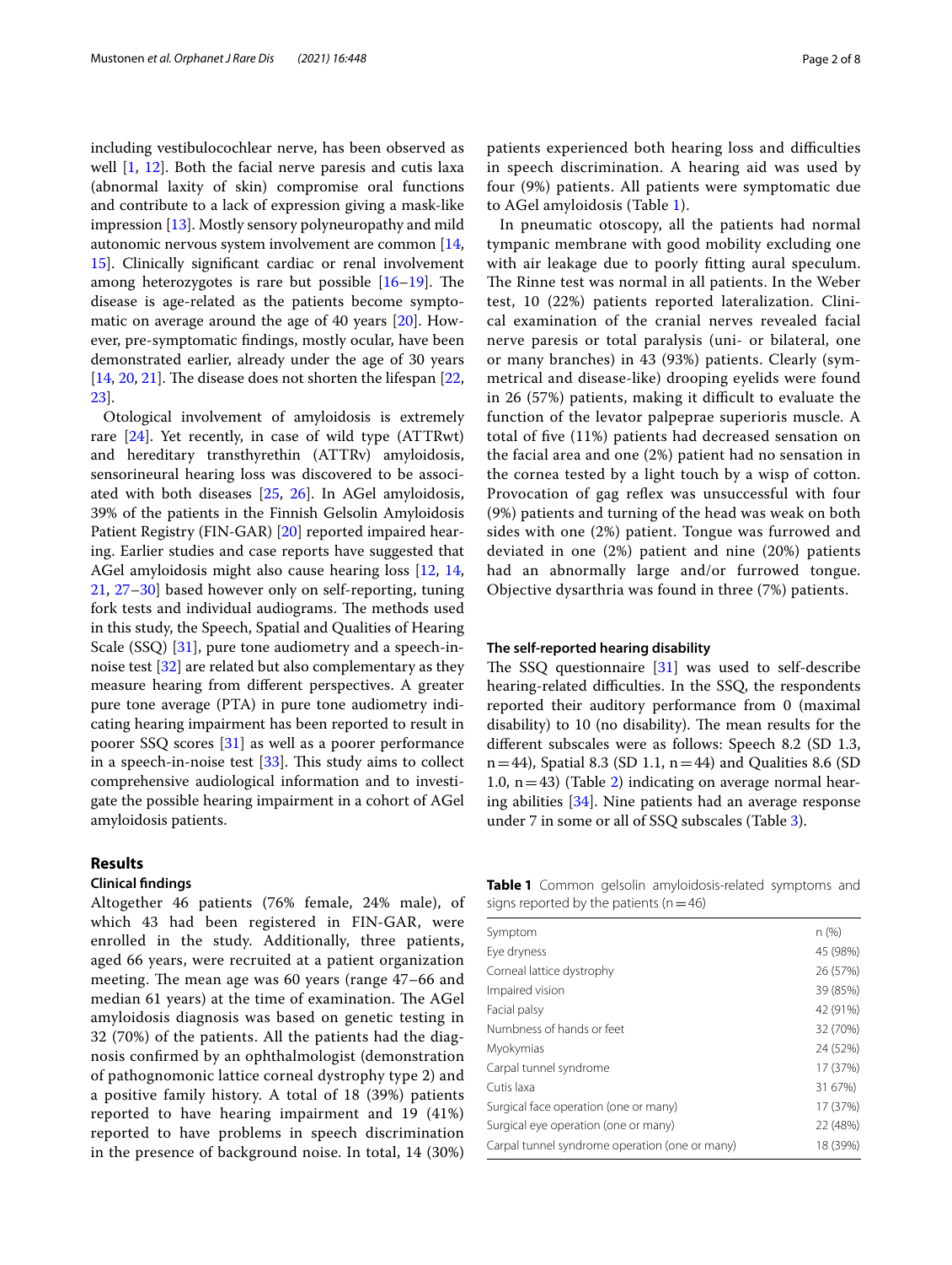including vestibulocochlear nerve, has been observed as well [1, 12]. Both the facial nerve paresis and cutis laxa (abnormal laxity of skin) compromise oral functions and contribute to a lack of expression giving a mask-like impression [13]. Mostly sensory polyneuropathy and mild autonomic nervous system involvement are common [14, 15]. Clinically significant cardiac or renal involvement among heterozygotes is rare but possible [16–19]. The disease is age-related as the patients become symptomatic on average around the age of 40 years [20]. However, pre-symptomatic findings, mostly ocular, have been demonstrated earlier, already under the age of 30 years [14, 20, 21]. The disease does not shorten the lifespan [22, 23].

Otological involvement of amyloidosis is extremely rare [24]. Yet recently, in case of wild type (ATTRwt) and hereditary transthyretin (ATTRv) amyloidosis, sensorineural hearing loss was discovered to be associated with both diseases [25, 26]. In AGel amyloidosis, 39% of the patients in the Finnish Gelsolin Amyloidosis Patient Registry (FIN-GAR) [20] reported impaired hearing. Earlier studies and case reports have suggested that AGel amyloidosis might also cause hearing loss [12, 14, 21, 27–30] based however only on self-reporting, tuning fork tests and individual audiograms. The methods used in this study, the Speech, Spatial and Qualities of Hearing Scale (SSQ) [31], pure tone audiometry and a speech-in-noise test [32] are related but also complementary as they measure hearing from different perspectives. A greater pure tone average (PTA) in pure tone audiometry indicating hearing impairment has been reported to result in poorer SSQ scores [31] as well as a poorer performance in a speech-in-noise test [33]. This study aims to collect comprehensive audiological information and to investigate the possible hearing impairment in a cohort of AGel amyloidosis patients.

## Results

### Clinical findings

Altogether 46 patients (76% female, 24% male), of which 43 had been registered in FIN-GAR, were enrolled in the study. Additionally, three patients, aged 66 years, were recruited at a patient organization meeting. The mean age was 60 years (range 47–66 and median 61 years) at the time of examination. The AGel amyloidosis diagnosis was based on genetic testing in 32 (70%) of the patients. All the patients had the diagnosis confirmed by an ophthalmologist (demonstration of pathognomonic lattice corneal dystrophy type 2) and a positive family history. A total of 18 (39%) patients reported to have hearing impairment and 19 (41%) reported to have problems in speech discrimination in the presence of background noise. In total, 14 (30%) patients experienced both hearing loss and difficulties in speech discrimination. A hearing aid was used by four (9%) patients. All patients were symptomatic due to AGel amyloidosis (Table 1).

In pneumatic otoscopy, all the patients had normal tympanic membrane with good mobility excluding one with air leakage due to poorly fitting aural speculum. The Rinne test was normal in all patients. In the Weber test, 10 (22%) patients reported lateralization. Clinical examination of the cranial nerves revealed facial nerve paresis or total paralysis (uni- or bilateral, one or many branches) in 43 (93%) patients. Clearly (symmetrical and disease-like) drooping eyelids were found in 26 (57%) patients, making it difficult to evaluate the function of the levator palpeprae superioris muscle. A total of five (11%) patients had decreased sensation on the facial area and one (2%) patient had no sensation in the cornea tested by a light touch by a wisp of cotton. Provocation of gag reflex was unsuccessful with four (9%) patients and turning of the head was weak on both sides with one (2%) patient. Tongue was furrowed and deviated in one (2%) patient and nine (20%) patients had an abnormally large and/or furrowed tongue. Objective dysarthria was found in three (7%) patients.

### The self-reported hearing disability

The SSQ questionnaire [31] was used to self-describe hearing-related difficulties. In the SSQ, the respondents reported their auditory performance from 0 (maximal disability) to 10 (no disability). The mean results for the different subscales were as follows: Speech 8.2 (SD 1.3, n = 44), Spatial 8.3 (SD 1.1, n = 44) and Qualities 8.6 (SD 1.0, n = 43) (Table 2) indicating on average normal hearing abilities [34]. Nine patients had an average response under 7 in some or all of SSQ subscales (Table 3).

**Table 1** Common gelsolin amyloidosis-related symptoms and signs reported by the patients (n = 46)

| Symptom | n (%) |
|---|---|
| Eye dryness | 45 (98%) |
| Corneal lattice dystrophy | 26 (57%) |
| Impaired vision | 39 (85%) |
| Facial palsy | 42 (91%) |
| Numbness of hands or feet | 32 (70%) |
| Myokymias | 24 (52%) |
| Carpal tunnel syndrome | 17 (37%) |
| Cutis laxa | 31 67%) |
| Surgical face operation (one or many) | 17 (37%) |
| Surgical eye operation (one or many) | 22 (48%) |
| Carpal tunnel syndrome operation (one or many) | 18 (39%) |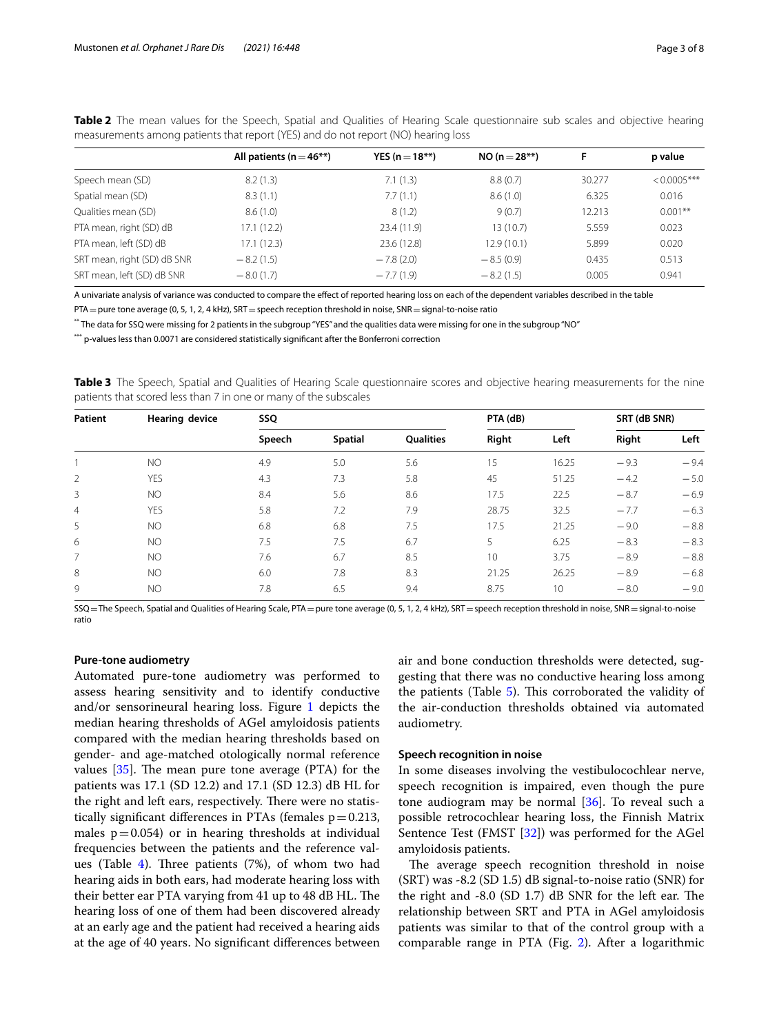**Table 2** The mean values for the Speech, Spatial and Qualities of Hearing Scale questionnaire sub scales and objective hearing measurements among patients that report (YES) and do not report (NO) hearing loss

| | All patients (n = 46**) | YES (n = 18**) | NO (n = 28**) | F | p value |
|---|---|---|---|---|---|
| Speech mean (SD) | 8.2 (1.3) | 7.1 (1.3) | 8.8 (0.7) | 30.277 | < 0.0005*** |
| Spatial mean (SD) | 8.3 (1.1) | 7.7 (1.1) | 8.6 (1.0) | 6.325 | 0.016 |
| Qualities mean (SD) | 8.6 (1.0) | 8 (1.2) | 9 (0.7) | 12.213 | 0.001** |
| PTA mean, right (SD) dB | 17.1 (12.2) | 23.4 (11.9) | 13 (10.7) | 5.559 | 0.023 |
| PTA mean, left (SD) dB | 17.1 (12.3) | 23.6 (12.8) | 12.9 (10.1) | 5.899 | 0.020 |
| SRT mean, right (SD) dB SNR | − 8.2 (1.5) | − 7.8 (2.0) | − 8.5 (0.9) | 0.435 | 0.513 |
| SRT mean, left (SD) dB SNR | − 8.0 (1.7) | − 7.7 (1.9) | − 8.2 (1.5) | 0.005 | 0.941 |

A univariate analysis of variance was conducted to compare the effect of reported hearing loss on each of the dependent variables described in the table

PTA = pure tone average (0, 5, 1, 2, 4 kHz), SRT = speech reception threshold in noise, SNR = signal-to-noise ratio

** The data for SSQ were missing for 2 patients in the subgroup "YES" and the qualities data were missing for one in the subgroup "NO"

*** p-values less than 0.0071 are considered statistically significant after the Bonferroni correction

**Table 3** The Speech, Spatial and Qualities of Hearing Scale questionnaire scores and objective hearing measurements for the nine patients that scored less than 7 in one or many of the subscales

| Patient | Hearing device | SSQ | | | PTA (dB) | | SRT (dB SNR) | |
|---|---|---|---|---|---|---|---|---|
| | | Speech | Spatial | Qualities | Right | Left | Right | Left |
| 1 | NO | 4.9 | 5.0 | 5.6 | 15 | 16.25 | − 9.3 | − 9.4 |
| 2 | YES | 4.3 | 7.3 | 5.8 | 45 | 51.25 | − 4.2 | − 5.0 |
| 3 | NO | 8.4 | 5.6 | 8.6 | 17.5 | 22.5 | − 8.7 | − 6.9 |
| 4 | YES | 5.8 | 7.2 | 7.9 | 28.75 | 32.5 | − 7.7 | − 6.3 |
| 5 | NO | 6.8 | 6.8 | 7.5 | 17.5 | 21.25 | − 9.0 | − 8.8 |
| 6 | NO | 7.5 | 7.5 | 6.7 | 5 | 6.25 | − 8.3 | − 8.3 |
| 7 | NO | 7.6 | 6.7 | 8.5 | 10 | 3.75 | − 8.9 | − 8.8 |
| 8 | NO | 6.0 | 7.8 | 8.3 | 21.25 | 26.25 | − 8.9 | − 6.8 |
| 9 | NO | 7.8 | 6.5 | 9.4 | 8.75 | 10 | − 8.0 | − 9.0 |

SSQ = The Speech, Spatial and Qualities of Hearing Scale, PTA = pure tone average (0, 5, 1, 2, 4 kHz), SRT = speech reception threshold in noise, SNR = signal-to-noise ratio

### Pure-tone audiometry

Automated pure-tone audiometry was performed to assess hearing sensitivity and to identify conductive and/or sensorineural hearing loss. Figure 1 depicts the median hearing thresholds of AGel amyloidosis patients compared with the median hearing thresholds based on gender- and age-matched otologically normal reference values [35]. The mean pure tone average (PTA) for the patients was 17.1 (SD 12.2) and 17.1 (SD 12.3) dB HL for the right and left ears, respectively. There were no statistically significant differences in PTAs (females $p = 0.213$, males $p = 0.054$) or in hearing thresholds at individual frequencies between the patients and the reference values (Table 4). Three patients (7%), of whom two had hearing aids in both ears, had moderate hearing loss with their better ear PTA varying from 41 up to 48 dB HL. The hearing loss of one of them had been discovered already at an early age and the patient had received a hearing aids at the age of 40 years. No significant differences between air and bone conduction thresholds were detected, suggesting that there was no conductive hearing loss among the patients (Table 5). This corroborated the validity of the air-conduction thresholds obtained via automated audiometry.

### Speech recognition in noise

In some diseases involving the vestibulocochlear nerve, speech recognition is impaired, even though the pure tone audiogram may be normal [36]. To reveal such a possible retrocochlear hearing loss, the Finnish Matrix Sentence Test (FMST [32]) was performed for the AGel amyloidosis patients.

The average speech recognition threshold in noise (SRT) was -8.2 (SD 1.5) dB signal-to-noise ratio (SNR) for the right and -8.0 (SD 1.7) dB SNR for the left ear. The relationship between SRT and PTA in AGel amyloidosis patients was similar to that of the control group with a comparable range in PTA (Fig. 2). After a logarithmic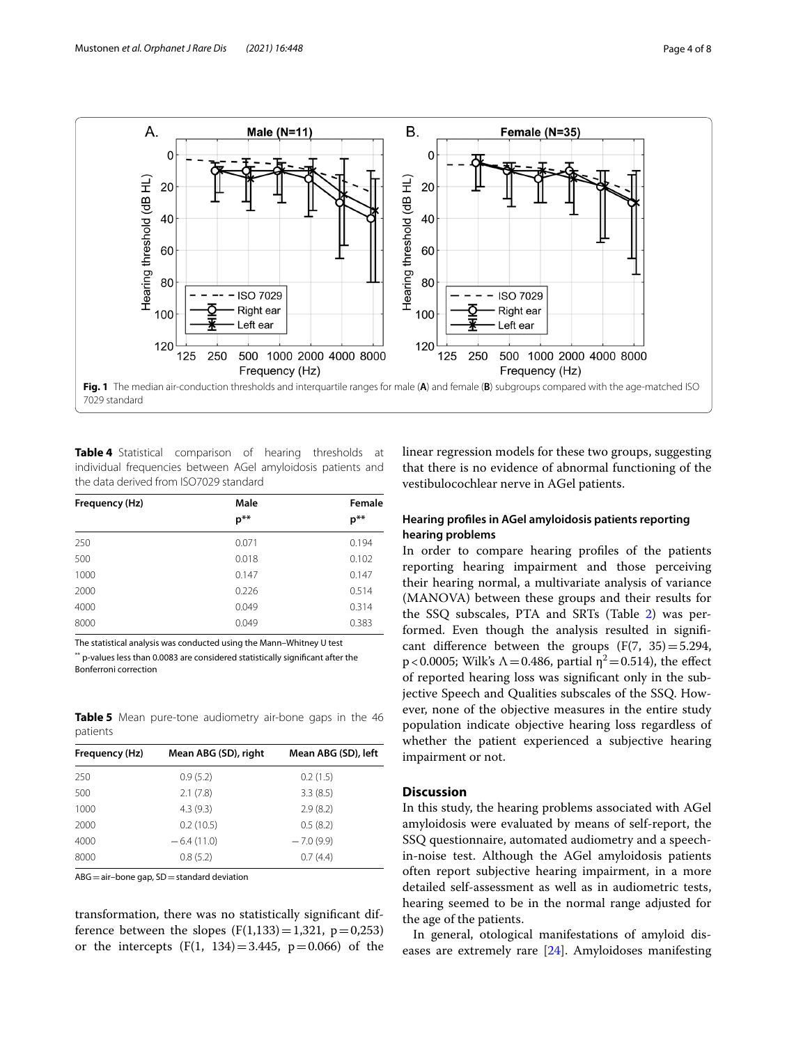**Fig. 1** The median air-conduction thresholds and interquartile ranges for male (**A**) and female (**B**) subgroups compared with the age-matched ISO 7029 standard

**Table 4** Statistical comparison of hearing thresholds at individual frequencies between AGel amyloidosis patients and the data derived from ISO7029 standard

| Frequency (Hz) | Male p** | Female p** |
|---|---|---|
| 250 | 0.071 | 0.194 |
| 500 | 0.018 | 0.102 |
| 1000 | 0.147 | 0.147 |
| 2000 | 0.226 | 0.514 |
| 4000 | 0.049 | 0.314 |
| 8000 | 0.049 | 0.383 |

The statistical analysis was conducted using the Mann–Whitney U test

** p-values less than 0.0083 are considered statistically significant after the Bonferroni correction

**Table 5** Mean pure-tone audiometry air-bone gaps in the 46 patients

| Frequency (Hz) | Mean ABG (SD), right | Mean ABG (SD), left |
|---|---|---|
| 250 | 0.9 (5.2) | 0.2 (1.5) |
| 500 | 2.1 (7.8) | 3.3 (8.5) |
| 1000 | 4.3 (9.3) | 2.9 (8.2) |
| 2000 | 0.2 (10.5) | 0.5 (8.2) |
| 4000 | −6.4 (11.0) | −7.0 (9.9) |
| 8000 | 0.8 (5.2) | 0.7 (4.4) |

ABG = air–bone gap, SD = standard deviation

transformation, there was no statistically significant difference between the slopes ($F(1,133) = 1{,}321$, $p = 0{,}253$) or the intercepts ($F(1, 134) = 3.445$, $p = 0.066$) of the linear regression models for these two groups, suggesting that there is no evidence of abnormal functioning of the vestibulocochlear nerve in AGel patients.

### Hearing profiles in AGel amyloidosis patients reporting hearing problems

In order to compare hearing profiles of the patients reporting hearing impairment and those perceiving their hearing normal, a multivariate analysis of variance (MANOVA) between these groups and their results for the SSQ subscales, PTA and SRTs (Table 2) was performed. Even though the analysis resulted in significant difference between the groups ($F(7, 35) = 5.294$, $p < 0.0005$; Wilk's $\Lambda = 0.486$, partial $\eta^2 = 0.514$), the effect of reported hearing loss was significant only in the subjective Speech and Qualities subscales of the SSQ. However, none of the objective measures in the entire study population indicate objective hearing loss regardless of whether the patient experienced a subjective hearing impairment or not.

## Discussion

In this study, the hearing problems associated with AGel amyloidosis were evaluated by means of self-report, the SSQ questionnaire, automated audiometry and a speech-in-noise test. Although the AGel amyloidosis patients often report subjective hearing impairment, in a more detailed self-assessment as well as in audiometric tests, hearing seemed to be in the normal range adjusted for the age of the patients.

In general, otological manifestations of amyloid diseases are extremely rare [24]. Amyloidoses manifesting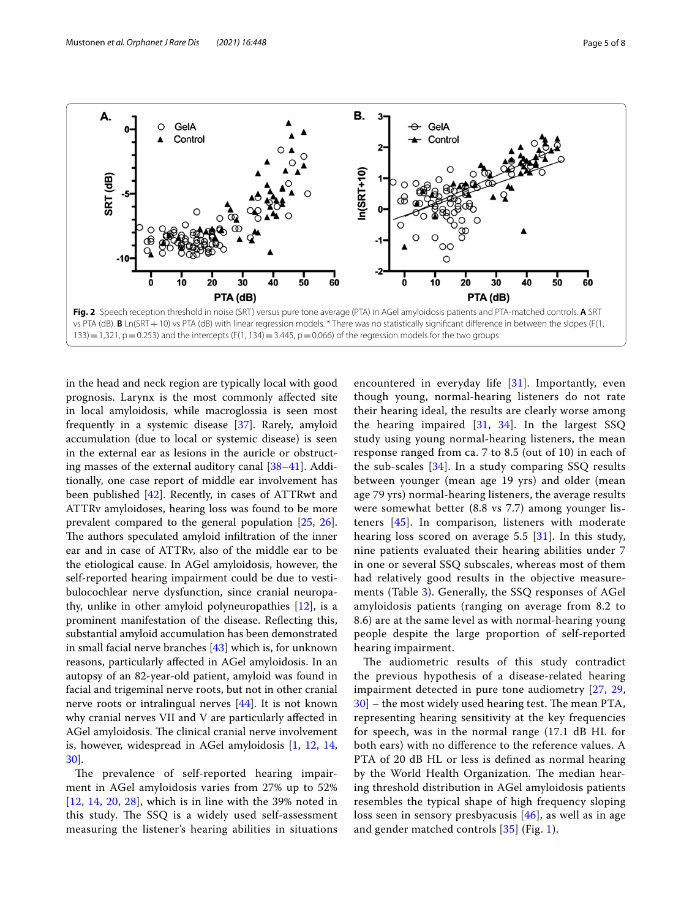Fig. 2 Speech reception threshold in noise (SRT) versus pure tone average (PTA) in AGel amyloidosis patients and PTA-matched controls. **A** SRT vs PTA (dB). **B** Ln(SRT + 10) vs PTA (dB) with linear regression models. * There was no statistically significant difference in between the slopes ($F(1, 133) = 1{,}321$, $p = 0.253$) and the intercepts ($F(1, 134) = 3.445$, $p = 0.066$) of the regression models for the two groups

in the head and neck region are typically local with good prognosis. Larynx is the most commonly affected site in local amyloidosis, while macroglossia is seen most frequently in a systemic disease [37]. Rarely, amyloid accumulation (due to local or systemic disease) is seen in the external ear as lesions in the auricle or obstructing masses of the external auditory canal [38–41]. Additionally, one case report of middle ear involvement has been published [42]. Recently, in cases of ATTRwt and ATTRv amyloidoses, hearing loss was found to be more prevalent compared to the general population [25, 26]. The authors speculated amyloid infiltration of the inner ear and in case of ATTRv, also of the middle ear to be the etiological cause. In AGel amyloidosis, however, the self-reported hearing impairment could be due to vestibulocochlear nerve dysfunction, since cranial neuropathy, unlike in other amyloid polyneuropathies [12], is a prominent manifestation of the disease. Reflecting this, substantial amyloid accumulation has been demonstrated in small facial nerve branches [43] which is, for unknown reasons, particularly affected in AGel amyloidosis. In an autopsy of an 82-year-old patient, amyloid was found in facial and trigeminal nerve roots, but not in other cranial nerve roots or intralingual nerves [44]. It is not known why cranial nerves VII and V are particularly affected in AGel amyloidosis. The clinical cranial nerve involvement is, however, widespread in AGel amyloidosis [1, 12, 14, 30].

The prevalence of self-reported hearing impairment in AGel amyloidosis varies from 27% up to 52% [12, 14, 20, 28], which is in line with the 39% noted in this study. The SSQ is a widely used self-assessment measuring the listener's hearing abilities in situations encountered in everyday life [31]. Importantly, even though young, normal-hearing listeners do not rate their hearing ideal, the results are clearly worse among the hearing impaired [31, 34]. In the largest SSQ study using young normal-hearing listeners, the mean response ranged from ca. 7 to 8.5 (out of 10) in each of the sub-scales [34]. In a study comparing SSQ results between younger (mean age 19 yrs) and older (mean age 79 yrs) normal-hearing listeners, the average results were somewhat better (8.8 vs 7.7) among younger listeners [45]. In comparison, listeners with moderate hearing loss scored on average 5.5 [31]. In this study, nine patients evaluated their hearing abilities under 7 in one or several SSQ subscales, whereas most of them had relatively good results in the objective measurements (Table 3). Generally, the SSQ responses of AGel amyloidosis patients (ranging on average from 8.2 to 8.6) are at the same level as with normal-hearing young people despite the large proportion of self-reported hearing impairment.

The audiometric results of this study contradict the previous hypothesis of a disease-related hearing impairment detected in pure tone audiometry [27, 29, 30] – the most widely used hearing test. The mean PTA, representing hearing sensitivity at the key frequencies for speech, was in the normal range (17.1 dB HL for both ears) with no difference to the reference values. A PTA of 20 dB HL or less is defined as normal hearing by the World Health Organization. The median hearing threshold distribution in AGel amyloidosis patients resembles the typical shape of high frequency sloping loss seen in sensory presbyacusis [46], as well as in age and gender matched controls [35] (Fig. 1).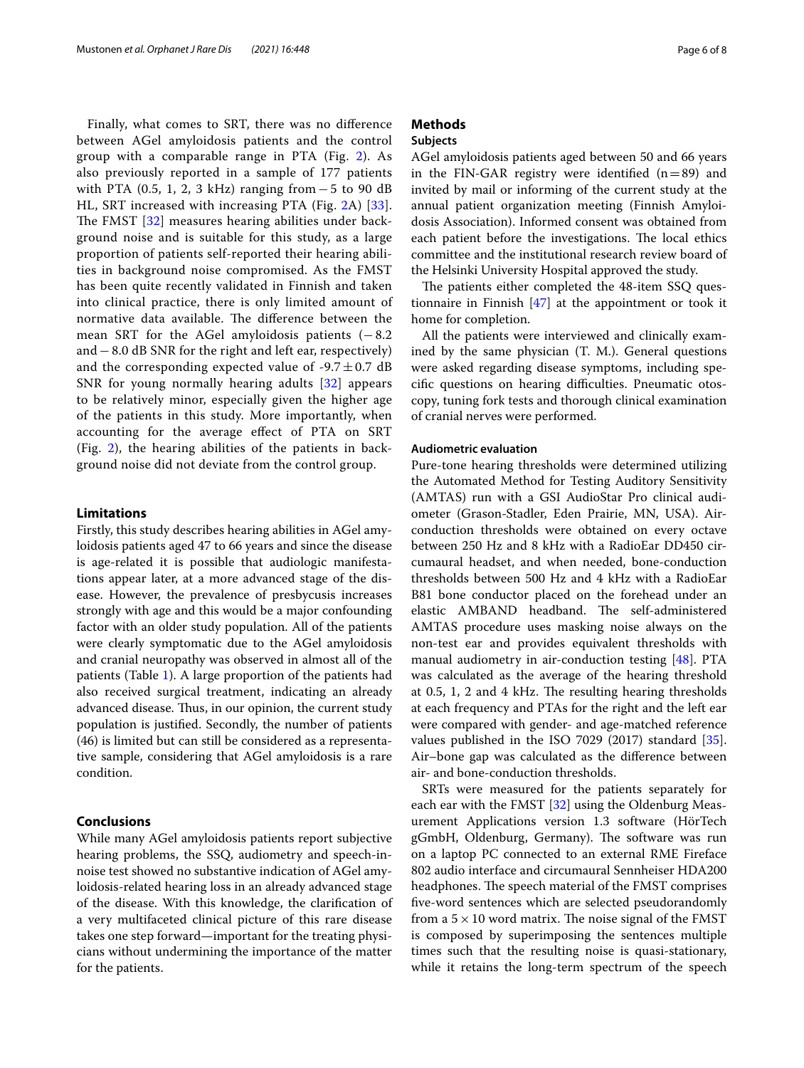Finally, what comes to SRT, there was no difference between AGel amyloidosis patients and the control group with a comparable range in PTA (Fig. 2). As also previously reported in a sample of 177 patients with PTA (0.5, 1, 2, 3 kHz) ranging from − 5 to 90 dB HL, SRT increased with increasing PTA (Fig. 2A) [33]. The FMST [32] measures hearing abilities under background noise and is suitable for this study, as a large proportion of patients self-reported their hearing abilities in background noise compromised. As the FMST has been quite recently validated in Finnish and taken into clinical practice, there is only limited amount of normative data available. The difference between the mean SRT for the AGel amyloidosis patients (− 8.2 and − 8.0 dB SNR for the right and left ear, respectively) and the corresponding expected value of -9.7 ± 0.7 dB SNR for young normally hearing adults [32] appears to be relatively minor, especially given the higher age of the patients in this study. More importantly, when accounting for the average effect of PTA on SRT (Fig. 2), the hearing abilities of the patients in background noise did not deviate from the control group.

## Limitations

Firstly, this study describes hearing abilities in AGel amyloidosis patients aged 47 to 66 years and since the disease is age-related it is possible that audiologic manifestations appear later, at a more advanced stage of the disease. However, the prevalence of presbycusis increases strongly with age and this would be a major confounding factor with an older study population. All of the patients were clearly symptomatic due to the AGel amyloidosis and cranial neuropathy was observed in almost all of the patients (Table 1). A large proportion of the patients had also received surgical treatment, indicating an already advanced disease. Thus, in our opinion, the current study population is justified. Secondly, the number of patients (46) is limited but can still be considered as a representative sample, considering that AGel amyloidosis is a rare condition.

## Conclusions

While many AGel amyloidosis patients report subjective hearing problems, the SSQ, audiometry and speech-in-noise test showed no substantive indication of AGel amyloidosis-related hearing loss in an already advanced stage of the disease. With this knowledge, the clarification of a very multifaceted clinical picture of this rare disease takes one step forward—important for the treating physicians without undermining the importance of the matter for the patients.

## Methods

### Subjects

AGel amyloidosis patients aged between 50 and 66 years in the FIN-GAR registry were identified (n = 89) and invited by mail or informing of the current study at the annual patient organization meeting (Finnish Amyloidosis Association). Informed consent was obtained from each patient before the investigations. The local ethics committee and the institutional research review board of the Helsinki University Hospital approved the study.

The patients either completed the 48-item SSQ questionnaire in Finnish [47] at the appointment or took it home for completion.

All the patients were interviewed and clinically examined by the same physician (T. M.). General questions were asked regarding disease symptoms, including specific questions on hearing difficulties. Pneumatic otoscopy, tuning fork tests and thorough clinical examination of cranial nerves were performed.

### Audiometric evaluation

Pure-tone hearing thresholds were determined utilizing the Automated Method for Testing Auditory Sensitivity (AMTAS) run with a GSI AudioStar Pro clinical audiometer (Grason-Stadler, Eden Prairie, MN, USA). Air-conduction thresholds were obtained on every octave between 250 Hz and 8 kHz with a RadioEar DD450 circumaural headset, and when needed, bone-conduction thresholds between 500 Hz and 4 kHz with a RadioEar B81 bone conductor placed on the forehead under an elastic AMBAND headband. The self-administered AMTAS procedure uses masking noise always on the non-test ear and provides equivalent thresholds with manual audiometry in air-conduction testing [48]. PTA was calculated as the average of the hearing threshold at 0.5, 1, 2 and 4 kHz. The resulting hearing thresholds at each frequency and PTAs for the right and the left ear were compared with gender- and age-matched reference values published in the ISO 7029 (2017) standard [35]. Air–bone gap was calculated as the difference between air- and bone-conduction thresholds.

SRTs were measured for the patients separately for each ear with the FMST [32] using the Oldenburg Measurement Applications version 1.3 software (HörTech gGmbH, Oldenburg, Germany). The software was run on a laptop PC connected to an external RME Fireface 802 audio interface and circumaural Sennheiser HDA200 headphones. The speech material of the FMST comprises five-word sentences which are selected pseudorandomly from a $5 \times 10$ word matrix. The noise signal of the FMST is composed by superimposing the sentences multiple times such that the resulting noise is quasi-stationary, while it retains the long-term spectrum of the speech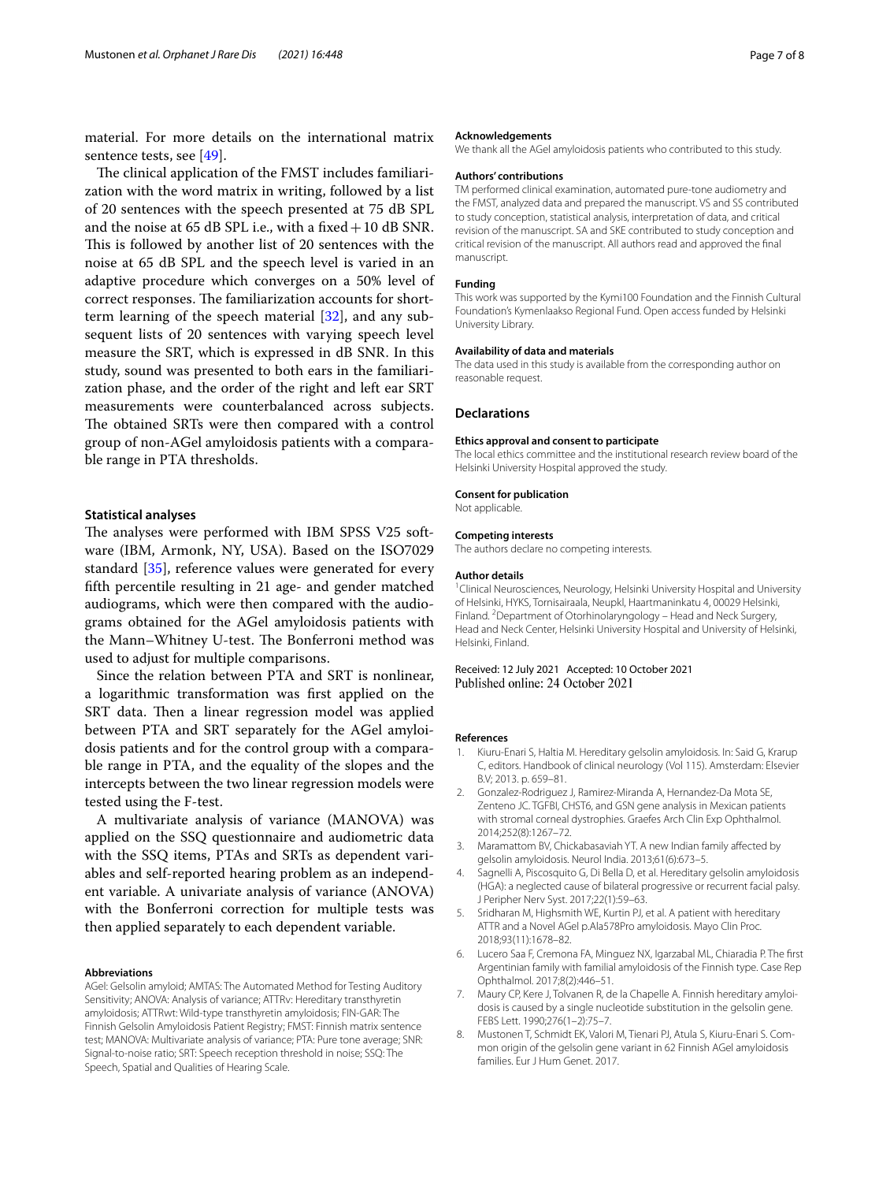material. For more details on the international matrix sentence tests, see [49].

The clinical application of the FMST includes familiarization with the word matrix in writing, followed by a list of 20 sentences with the speech presented at 75 dB SPL and the noise at 65 dB SPL i.e., with a fixed + 10 dB SNR. This is followed by another list of 20 sentences with the noise at 65 dB SPL and the speech level is varied in an adaptive procedure which converges on a 50% level of correct responses. The familiarization accounts for short-term learning of the speech material [32], and any subsequent lists of 20 sentences with varying speech level measure the SRT, which is expressed in dB SNR. In this study, sound was presented to both ears in the familiarization phase, and the order of the right and left ear SRT measurements were counterbalanced across subjects. The obtained SRTs were then compared with a control group of non-AGel amyloidosis patients with a comparable range in PTA thresholds.

### Statistical analyses

The analyses were performed with IBM SPSS V25 software (IBM, Armonk, NY, USA). Based on the ISO7029 standard [35], reference values were generated for every fifth percentile resulting in 21 age- and gender matched audiograms, which were then compared with the audiograms obtained for the AGel amyloidosis patients with the Mann–Whitney U-test. The Bonferroni method was used to adjust for multiple comparisons.

Since the relation between PTA and SRT is nonlinear, a logarithmic transformation was first applied on the SRT data. Then a linear regression model was applied between PTA and SRT separately for the AGel amyloidosis patients and for the control group with a comparable range in PTA, and the equality of the slopes and the intercepts between the two linear regression models were tested using the F-test.

A multivariate analysis of variance (MANOVA) was applied on the SSQ questionnaire and audiometric data with the SSQ items, PTAs and SRTs as dependent variables and self-reported hearing problem as an independent variable. A univariate analysis of variance (ANOVA) with the Bonferroni correction for multiple tests was then applied separately to each dependent variable.

#### Abbreviations

AGel: Gelsolin amyloid; AMTAS: The Automated Method for Testing Auditory Sensitivity; ANOVA: Analysis of variance; ATTRv: Hereditary transthyretin amyloidosis; ATTRwt: Wild-type transthyretin amyloidosis; FIN-GAR: The Finnish Gelsolin Amyloidosis Patient Registry; FMST: Finnish matrix sentence test; MANOVA: Multivariate analysis of variance; PTA: Pure tone average; SNR: Signal-to-noise ratio; SRT: Speech reception threshold in noise; SSQ: The Speech, Spatial and Qualities of Hearing Scale.

#### Acknowledgements

We thank all the AGel amyloidosis patients who contributed to this study.

#### Authors' contributions

TM performed clinical examination, automated pure-tone audiometry and the FMST, analyzed data and prepared the manuscript. VS and SS contributed to study conception, statistical analysis, interpretation of data, and critical revision of the manuscript. SA and SKE contributed to study conception and critical revision of the manuscript. All authors read and approved the final manuscript.

#### Funding

This work was supported by the Kymi100 Foundation and the Finnish Cultural Foundation's Kymenlaakso Regional Fund. Open access funded by Helsinki University Library.

#### Availability of data and materials

The data used in this study is available from the corresponding author on reasonable request.

### Declarations

#### Ethics approval and consent to participate

The local ethics committee and the institutional research review board of the Helsinki University Hospital approved the study.

#### Consent for publication

Not applicable.

#### Competing interests

The authors declare no competing interests.

#### Author details

[1] Clinical Neurosciences, Neurology, Helsinki University Hospital and University of Helsinki, HYKS, Tornisairaala, Neupkl, Haartmaninkatu 4, 00029 Helsinki, Finland. [2] Department of Otorhinolaryngology – Head and Neck Surgery, Head and Neck Center, Helsinki University Hospital and University of Helsinki, Helsinki, Finland.

Received: 12 July 2021 Accepted: 10 October 2021
Published online: 24 October 2021

#### References

1. Kiuru-Enari S, Haltia M. Hereditary gelsolin amyloidosis. In: Said G, Krarup C, editors. Handbook of clinical neurology (Vol 115). Amsterdam: Elsevier B.V; 2013. p. 659–81.
2. Gonzalez-Rodriguez J, Ramirez-Miranda A, Hernandez-Da Mota SE, Zenteno JC. TGFBI, CHST6, and GSN gene analysis in Mexican patients with stromal corneal dystrophies. Graefes Arch Clin Exp Ophthalmol. 2014;252(8):1267–72.
3. Maramattom BV, Chickabasaviah YT. A new Indian family affected by gelsolin amyloidosis. Neurol India. 2013;61(6):673–5.
4. Sagnelli A, Piscosquito G, Di Bella D, et al. Hereditary gelsolin amyloidosis (HGA): a neglected cause of bilateral progressive or recurrent facial palsy. J Peripher Nerv Syst. 2017;22(1):59–63.
5. Sridharan M, Highsmith WE, Kurtin PJ, et al. A patient with hereditary ATTR and a Novel AGel p.Ala578Pro amyloidosis. Mayo Clin Proc. 2018;93(11):1678–82.
6. Lucero Saa F, Cremona FA, Minguez NX, Igarzabal ML, Chiaradia P. The first Argentinian family with familial amyloidosis of the Finnish type. Case Rep Ophthalmol. 2017;8(2):446–51.
7. Maury CP, Kere J, Tolvanen R, de la Chapelle A. Finnish hereditary amyloidosis is caused by a single nucleotide substitution in the gelsolin gene. FEBS Lett. 1990;276(1–2):75–7.
8. Mustonen T, Schmidt EK, Valori M, Tienari PJ, Atula S, Kiuru-Enari S. Common origin of the gelsolin gene variant in 62 Finnish AGel amyloidosis families. Eur J Hum Genet. 2017.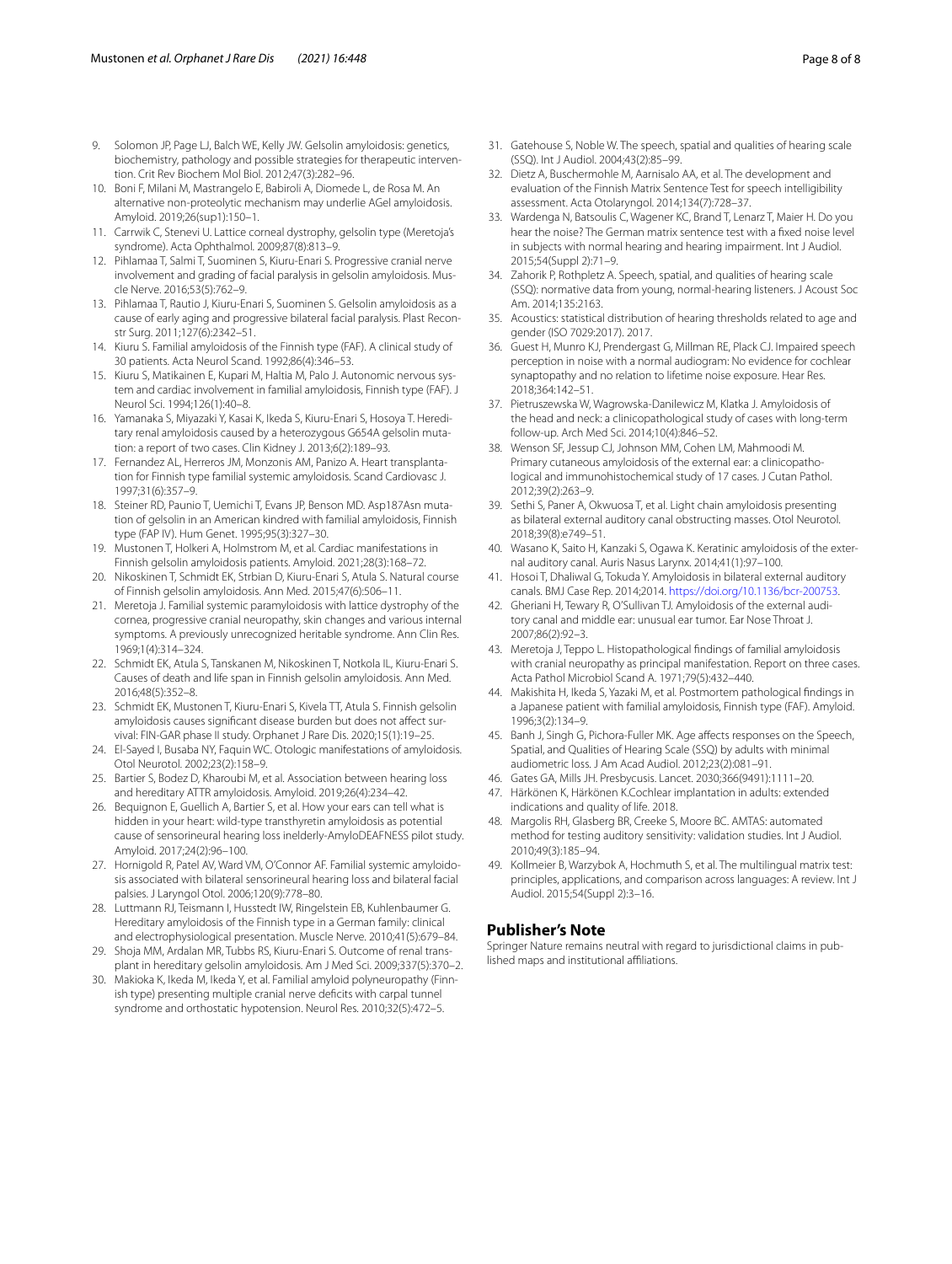9. Solomon JP, Page LJ, Balch WE, Kelly JW. Gelsolin amyloidosis: genetics, biochemistry, pathology and possible strategies for therapeutic intervention. Crit Rev Biochem Mol Biol. 2012;47(3):282–96.
10. Boni F, Milani M, Mastrangelo E, Babiroli A, Diomede L, de Rosa M. An alternative non-proteolytic mechanism may underlie AGel amyloidosis. Amyloid. 2019;26(sup1):150–1.
11. Carrwik C, Stenevi U. Lattice corneal dystrophy, gelsolin type (Meretoja's syndrome). Acta Ophthalmol. 2009;87(8):813–9.
12. Pihlamaa T, Salmi T, Suominen S, Kiuru-Enari S. Progressive cranial nerve involvement and grading of facial paralysis in gelsolin amyloidosis. Muscle Nerve. 2016;53(5):762–9.
13. Pihlamaa T, Rautio J, Kiuru-Enari S, Suominen S. Gelsolin amyloidosis as a cause of early aging and progressive bilateral facial paralysis. Plast Reconstr Surg. 2011;127(6):2342–51.
14. Kiuru S. Familial amyloidosis of the Finnish type (FAF). A clinical study of 30 patients. Acta Neurol Scand. 1992;86(4):346–53.
15. Kiuru S, Matikainen E, Kupari M, Haltia M, Palo J. Autonomic nervous system and cardiac involvement in familial amyloidosis, Finnish type (FAF). J Neurol Sci. 1994;126(1):40–8.
16. Yamanaka S, Miyazaki Y, Kasai K, Ikeda S, Kiuru-Enari S, Hosoya T. Hereditary renal amyloidosis caused by a heterozygous G654A gelsolin mutation: a report of two cases. Clin Kidney J. 2013;6(2):189–93.
17. Fernandez AL, Herreros JM, Monzonis AM, Panizo A. Heart transplantation for Finnish type familial systemic amyloidosis. Scand Cardiovasc J. 1997;31(6):357–9.
18. Steiner RD, Paunio T, Uemichi T, Evans JP, Benson MD. Asp187Asn mutation of gelsolin in an American kindred with familial amyloidosis, Finnish type (FAP IV). Hum Genet. 1995;95(3):327–30.
19. Mustonen T, Holkeri A, Holmstrom M, et al. Cardiac manifestations in Finnish gelsolin amyloidosis patients. Amyloid. 2021;28(3):168–72.
20. Nikoskinen T, Schmidt EK, Strbian D, Kiuru-Enari S, Atula S. Natural course of Finnish gelsolin amyloidosis. Ann Med. 2015;47(6):506–11.
21. Meretoja J. Familial systemic paramyloidosis with lattice dystrophy of the cornea, progressive cranial neuropathy, skin changes and various internal symptoms. A previously unrecognized heritable syndrome. Ann Clin Res. 1969;1(4):314–324.
22. Schmidt EK, Atula S, Tanskanen M, Nikoskinen T, Notkola IL, Kiuru-Enari S. Causes of death and life span in Finnish gelsolin amyloidosis. Ann Med. 2016;48(5):352–8.
23. Schmidt EK, Mustonen T, Kiuru-Enari S, Kivela TT, Atula S. Finnish gelsolin amyloidosis causes significant disease burden but does not affect survival: FIN-GAR phase II study. Orphanet J Rare Dis. 2020;15(1):19–25.
24. El-Sayed I, Busaba NY, Faquin WC. Otologic manifestations of amyloidosis. Otol Neurotol. 2002;23(2):158–9.
25. Bartier S, Bodez D, Kharoubi M, et al. Association between hearing loss and hereditary ATTR amyloidosis. Amyloid. 2019;26(4):234–42.
26. Bequignon E, Guellich A, Bartier S, et al. How your ears can tell what is hidden in your heart: wild-type transthyretin amyloidosis as potential cause of sensorineural hearing loss inelderly-AmyloDEAFNESS pilot study. Amyloid. 2017;24(2):96–100.
27. Hornigold R, Patel AV, Ward VM, O'Connor AF. Familial systemic amyloidosis associated with bilateral sensorineural hearing loss and bilateral facial palsies. J Laryngol Otol. 2006;120(9):778–80.
28. Luttmann RJ, Teismann I, Husstedt IW, Ringelstein EB, Kuhlenbaumer G. Hereditary amyloidosis of the Finnish type in a German family: clinical and electrophysiological presentation. Muscle Nerve. 2010;41(5):679–84.
29. Shoja MM, Ardalan MR, Tubbs RS, Kiuru-Enari S. Outcome of renal transplant in hereditary gelsolin amyloidosis. Am J Med Sci. 2009;337(5):370–2.
30. Makioka K, Ikeda M, Ikeda Y, et al. Familial amyloid polyneuropathy (Finnish type) presenting multiple cranial nerve deficits with carpal tunnel syndrome and orthostatic hypotension. Neurol Res. 2010;32(5):472–5.
31. Gatehouse S, Noble W. The speech, spatial and qualities of hearing scale (SSQ). Int J Audiol. 2004;43(2):85–99.
32. Dietz A, Buschermohle M, Aarnisalo AA, et al. The development and evaluation of the Finnish Matrix Sentence Test for speech intelligibility assessment. Acta Otolaryngol. 2014;134(7):728–37.
33. Wardenga N, Batsoulis C, Wagener KC, Brand T, Lenarz T, Maier H. Do you hear the noise? The German matrix sentence test with a fixed noise level in subjects with normal hearing and hearing impairment. Int J Audiol. 2015;54(Suppl 2):71–9.
34. Zahorik P, Rothpletz A. Speech, spatial, and qualities of hearing scale (SSQ): normative data from young, normal-hearing listeners. J Acoust Soc Am. 2014;135:2163.
35. Acoustics: statistical distribution of hearing thresholds related to age and gender (ISO 7029:2017). 2017.
36. Guest H, Munro KJ, Prendergast G, Millman RE, Plack CJ. Impaired speech perception in noise with a normal audiogram: No evidence for cochlear synaptopathy and no relation to lifetime noise exposure. Hear Res. 2018;364:142–51.
37. Pietruszewska W, Wagrowska-Danilewicz M, Klatka J. Amyloidosis of the head and neck: a clinicopathological study of cases with long-term follow-up. Arch Med Sci. 2014;10(4):846–52.
38. Wenson SF, Jessup CJ, Johnson MM, Cohen LM, Mahmoodi M. Primary cutaneous amyloidosis of the external ear: a clinicopathological and immunohistochemical study of 17 cases. J Cutan Pathol. 2012;39(2):263–9.
39. Sethi S, Paner A, Okwuosa T, et al. Light chain amyloidosis presenting as bilateral external auditory canal obstructing masses. Otol Neurotol. 2018;39(8):e749–51.
40. Wasano K, Saito H, Kanzaki S, Ogawa K. Keratinic amyloidosis of the external auditory canal. Auris Nasus Larynx. 2014;41(1):97–100.
41. Hosoi T, Dhaliwal G, Tokuda Y. Amyloidosis in bilateral external auditory canals. BMJ Case Rep. 2014;2014. https://doi.org/10.1136/bcr-200753.
42. Gheriani H, Tewary R, O'Sullivan TJ. Amyloidosis of the external auditory canal and middle ear: unusual ear tumor. Ear Nose Throat J. 2007;86(2):92–3.
43. Meretoja J, Teppo L. Histopathological findings of familial amyloidosis with cranial neuropathy as principal manifestation. Report on three cases. Acta Pathol Microbiol Scand A. 1971;79(5):432–440.
44. Makishita H, Ikeda S, Yazaki M, et al. Postmortem pathological findings in a Japanese patient with familial amyloidosis, Finnish type (FAF). Amyloid. 1996;3(2):134–9.
45. Banh J, Singh G, Pichora-Fuller MK. Age affects responses on the Speech, Spatial, and Qualities of Hearing Scale (SSQ) by adults with minimal audiometric loss. J Am Acad Audiol. 2012;23(2):081–91.
46. Gates GA, Mills JH. Presbycusis. Lancet. 2030;366(9491):1111–20.
47. Härkönen K, Härkönen K.Cochlear implantation in adults: extended indications and quality of life. 2018.
48. Margolis RH, Glasberg BR, Creeke S, Moore BC. AMTAS: automated method for testing auditory sensitivity: validation studies. Int J Audiol. 2010;49(3):185–94.
49. Kollmeier B, Warzybok A, Hochmuth S, et al. The multilingual matrix test: principles, applications, and comparison across languages: A review. Int J Audiol. 2015;54(Suppl 2):3–16.

## Publisher's Note

Springer Nature remains neutral with regard to jurisdictional claims in published maps and institutional affiliations.